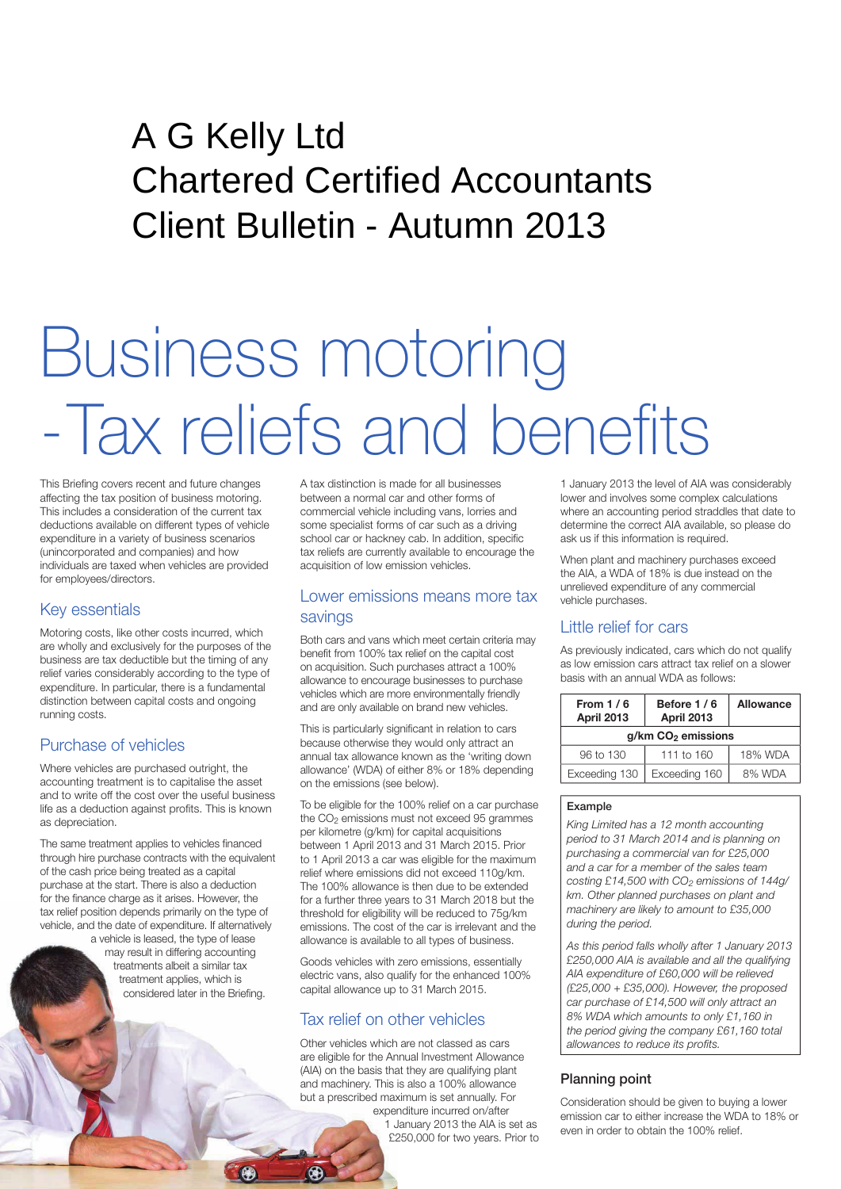# A G Kelly Ltd
# Chartered Certified Accountants
# Client Bulletin - Autumn 2013

# Business motoring - Tax reliefs and benefits

This Briefing covers recent and future changes affecting the tax position of business motoring. This includes a consideration of the current tax deductions available on different types of vehicle expenditure in a variety of business scenarios (unincorporated and companies) and how individuals are taxed when vehicles are provided for employees/directors.

## Key essentials

Motoring costs, like other costs incurred, which are wholly and exclusively for the purposes of the business are tax deductible but the timing of any relief varies considerably according to the type of expenditure. In particular, there is a fundamental distinction between capital costs and ongoing running costs.

## Purchase of vehicles

Where vehicles are purchased outright, the accounting treatment is to capitalise the asset and to write off the cost over the useful business life as a deduction against profits. This is known as depreciation.

The same treatment applies to vehicles financed through hire purchase contracts with the equivalent of the cash price being treated as a capital purchase at the start. There is also a deduction for the finance charge as it arises. However, the tax relief position depends primarily on the type of vehicle, and the date of expenditure. If alternatively a vehicle is leased, the type of lease may result in differing accounting treatments albeit a similar tax treatment applies, which is considered later in the Briefing.

A tax distinction is made for all businesses between a normal car and other forms of commercial vehicle including vans, lorries and some specialist forms of car such as a driving school car or hackney cab. In addition, specific tax reliefs are currently available to encourage the acquisition of low emission vehicles.

## Lower emissions means more tax savings

Both cars and vans which meet certain criteria may benefit from 100% tax relief on the capital cost on acquisition. Such purchases attract a 100% allowance to encourage businesses to purchase vehicles which are more environmentally friendly and are only available on brand new vehicles.

This is particularly significant in relation to cars because otherwise they would only attract an annual tax allowance known as the 'writing down allowance' (WDA) of either 8% or 18% depending on the emissions (see below).

To be eligible for the 100% relief on a car purchase the $CO_2$ emissions must not exceed 95 grammes per kilometre (g/km) for capital acquisitions between 1 April 2013 and 31 March 2015. Prior to 1 April 2013 a car was eligible for the maximum relief where emissions did not exceed 110g/km. The 100% allowance is then due to be extended for a further three years to 31 March 2018 but the threshold for eligibility will be reduced to 75g/km emissions. The cost of the car is irrelevant and the allowance is available to all types of business.

Goods vehicles with zero emissions, essentially electric vans, also qualify for the enhanced 100% capital allowance up to 31 March 2015.

## Tax relief on other vehicles

Other vehicles which are not classed as cars are eligible for the Annual Investment Allowance (AIA) on the basis that they are qualifying plant and machinery. This is also a 100% allowance but a prescribed maximum is set annually. For expenditure incurred on/after 1 January 2013 the AIA is set as £250,000 for two years. Prior to 1 January 2013 the level of AIA was considerably lower and involves some complex calculations where an accounting period straddles that date to determine the correct AIA available, so please do ask us if this information is required.

When plant and machinery purchases exceed the AIA, a WDA of 18% is due instead on the unrelieved expenditure of any commercial vehicle purchases.

## Little relief for cars

As previously indicated, cars which do not qualify as low emission cars attract tax relief on a slower basis with an annual WDA as follows:

| From 1 / 6 April 2013 | Before 1 / 6 April 2013 | Allowance |
|---|---|---|
| g/km $CO_2$ emissions | | |
| 96 to 130 | 111 to 160 | 18% WDA |
| Exceeding 130 | Exceeding 160 | 8% WDA |

**Example**

*King Limited has a 12 month accounting period to 31 March 2014 and is planning on purchasing a commercial van for £25,000 and a car for a member of the sales team costing £14,500 with $CO_2$ emissions of 144g/km. Other planned purchases on plant and machinery are likely to amount to £35,000 during the period.*

*As this period falls wholly after 1 January 2013 £250,000 AIA is available and all the qualifying AIA expenditure of £60,000 will be relieved (£25,000 + £35,000). However, the proposed car purchase of £14,500 will only attract an 8% WDA which amounts to only £1,160 in the period giving the company £61,160 total allowances to reduce its profits.*

### Planning point

Consideration should be given to buying a lower emission car to either increase the WDA to 18% or even in order to obtain the 100% relief.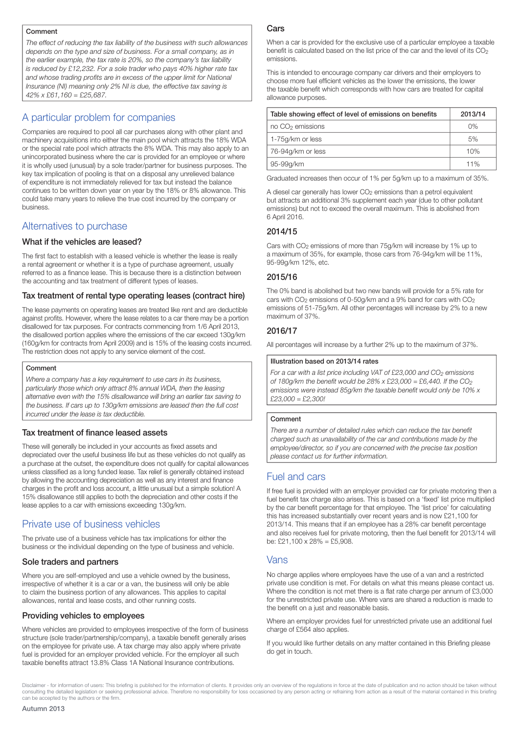**Comment**

*The effect of reducing the tax liability of the business with such allowances depends on the type and size of business. For a small company, as in the earlier example, the tax rate is 20%, so the company's tax liability is reduced by £12,232. For a sole trader who pays 40% higher rate tax and whose trading profits are in excess of the upper limit for National Insurance (NI) meaning only 2% NI is due, the effective tax saving is 42% x £61,160 = £25,687.*

## A particular problem for companies

Companies are required to pool all car purchases along with other plant and machinery acquisitions into either the main pool which attracts the 18% WDA or the special rate pool which attracts the 8% WDA. This may also apply to an unincorporated business where the car is provided for an employee or where it is wholly used (unusual) by a sole trader/partner for business purposes. The key tax implication of pooling is that on a disposal any unrelieved balance of expenditure is not immediately relieved for tax but instead the balance continues to be written down year on year by the 18% or 8% allowance. This could take many years to relieve the true cost incurred by the company or business.

## Alternatives to purchase

### What if the vehicles are leased?

The first fact to establish with a leased vehicle is whether the lease is really a rental agreement or whether it is a type of purchase agreement, usually referred to as a finance lease. This is because there is a distinction between the accounting and tax treatment of different types of leases.

### Tax treatment of rental type operating leases (contract hire)

The lease payments on operating leases are treated like rent and are deductible against profits. However, where the lease relates to a car there may be a portion disallowed for tax purposes. For contracts commencing from 1/6 April 2013, the disallowed portion applies where the emissions of the car exceed 130g/km (160g/km for contracts from April 2009) and is 15% of the leasing costs incurred. The restriction does not apply to any service element of the cost.

**Comment**

*Where a company has a key requirement to use cars in its business, particularly those which only attract 8% annual WDA, then the leasing alternative even with the 15% disallowance will bring an earlier tax saving to the business. If cars up to 130g/km emissions are leased then the full cost incurred under the lease is tax deductible.*

### Tax treatment of finance leased assets

These will generally be included in your accounts as fixed assets and depreciated over the useful business life but as these vehicles do not qualify as a purchase at the outset, the expenditure does not qualify for capital allowances unless classified as a long funded lease. Tax relief is generally obtained instead by allowing the accounting depreciation as well as any interest and finance charges in the profit and loss account, a little unusual but a simple solution! A 15% disallowance still applies to both the depreciation and other costs if the lease applies to a car with emissions exceeding 130g/km.

## Private use of business vehicles

The private use of a business vehicle has tax implications for either the business or the individual depending on the type of business and vehicle.

### Sole traders and partners

Where you are self-employed and use a vehicle owned by the business, irrespective of whether it is a car or a van, the business will only be able to claim the business portion of any allowances. This applies to capital allowances, rental and lease costs, and other running costs.

### Providing vehicles to employees

Where vehicles are provided to employees irrespective of the form of business structure (sole trader/partnership/company), a taxable benefit generally arises on the employee for private use. A tax charge may also apply where private fuel is provided for an employer provided vehicle. For the employer all such taxable benefits attract 13.8% Class 1A National Insurance contributions.

### Cars

When a car is provided for the exclusive use of a particular employee a taxable benefit is calculated based on the list price of the car and the level of its $CO_2$ emissions.

This is intended to encourage company car drivers and their employers to choose more fuel efficient vehicles as the lower the emissions, the lower the taxable benefit which corresponds with how cars are treated for capital allowance purposes.

| Table showing effect of level of emissions on benefits | 2013/14 |
|---|---|
| no $CO_2$ emissions | 0% |
| 1-75g/km or less | 5% |
| 76-94g/km or less | 10% |
| 95-99g/km | 11% |

Graduated increases then occur of 1% per 5g/km up to a maximum of 35%.

A diesel car generally has lower $CO_2$ emissions than a petrol equivalent but attracts an additional 3% supplement each year (due to other pollutant emissions) but not to exceed the overall maximum. This is abolished from 6 April 2016.

### 2014/15

Cars with $CO_2$ emissions of more than 75g/km will increase by 1% up to a maximum of 35%, for example, those cars from 76-94g/km will be 11%, 95-99g/km 12%, etc.

### 2015/16

The 0% band is abolished but two new bands will provide for a 5% rate for cars with $CO_2$ emissions of 0-50g/km and a 9% band for cars with $CO_2$ emissions of 51-75g/km. All other percentages will increase by 2% to a new maximum of 37%.

### 2016/17

All percentages will increase by a further 2% up to the maximum of 37%.

**Illustration based on 2013/14 rates**

*For a car with a list price including VAT of £23,000 and $CO_2$ emissions of 180g/km the benefit would be 28% x £23,000 = £6,440. If the $CO_2$ emissions were instead 85g/km the taxable benefit would only be 10% x £23,000 = £2,300!*

**Comment**

*There are a number of detailed rules which can reduce the tax benefit charged such as unavailability of the car and contributions made by the employee/director, so if you are concerned with the precise tax position please contact us for further information.*

## Fuel and cars

If free fuel is provided with an employer provided car for private motoring then a fuel benefit tax charge also arises. This is based on a 'fixed' list price multiplied by the car benefit percentage for that employee. The 'list price' for calculating this has increased substantially over recent years and is now £21,100 for 2013/14. This means that if an employee has a 28% car benefit percentage and also receives fuel for private motoring, then the fuel benefit for 2013/14 will be: £21,100 x 28% = £5,908.

## Vans

No charge applies where employees have the use of a van and a restricted private use condition is met. For details on what this means please contact us. Where the condition is not met there is a flat rate charge per annum of £3,000 for the unrestricted private use. Where vans are shared a reduction is made to the benefit on a just and reasonable basis.

Where an employer provides fuel for unrestricted private use an additional fuel charge of £564 also applies.

If you would like further details on any matter contained in this Briefing please do get in touch.

Disclaimer - for information of users: This briefing is published for the information of clients. It provides only an overview of the regulations in force at the date of publication and no action should be taken without consulting the detailed legislation or seeking professional advice. Therefore no responsibility for loss occasioned by any person acting or refraining from action as a result of the material contained in this briefing can be accepted by the authors or the firm.

Autumn 2013